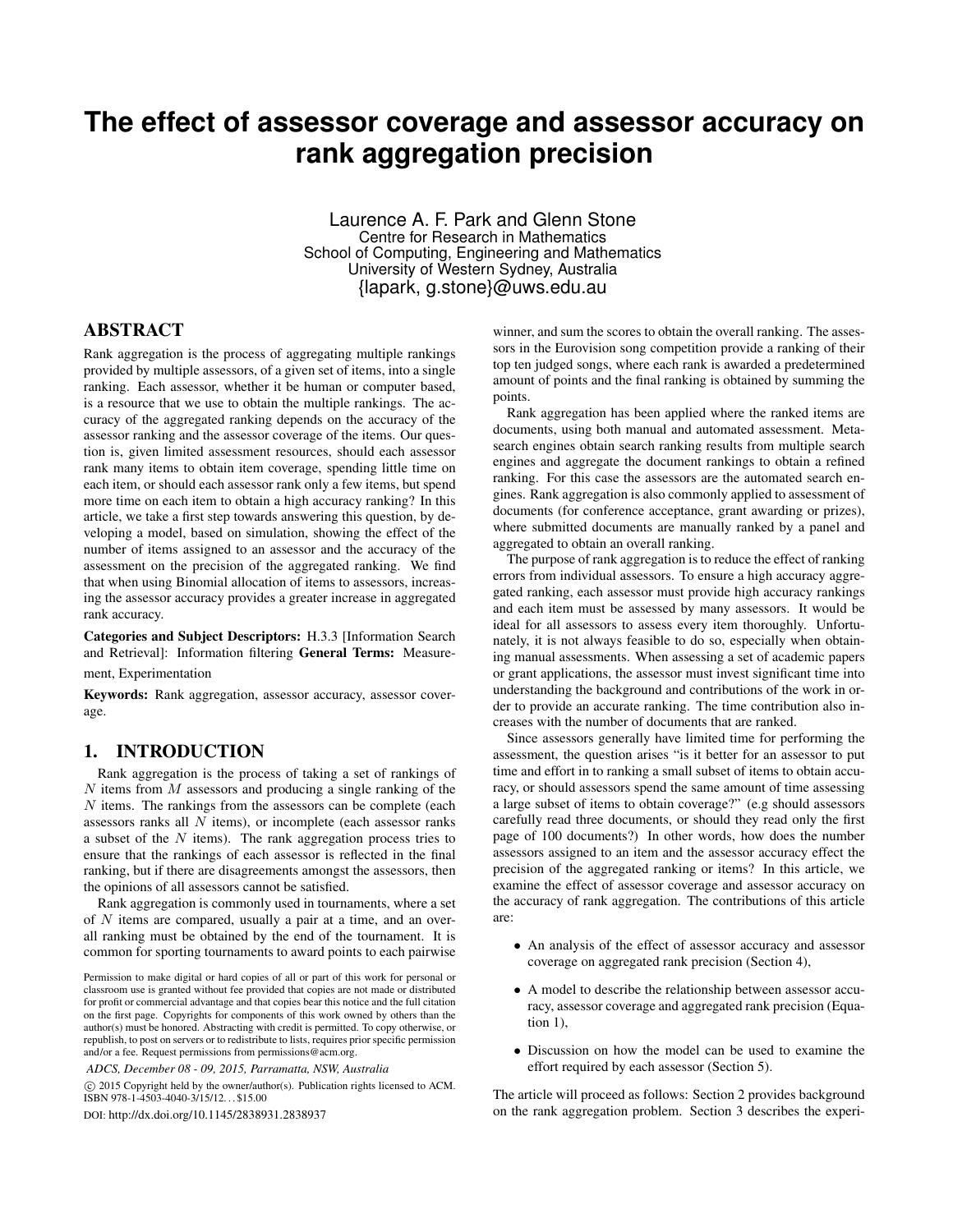# The effect of assessor coverage and assessor accuracy on rank aggregation precision

Laurence A. F. Park and Glenn Stone
Centre for Research in Mathematics
School of Computing, Engineering and Mathematics
University of Western Sydney, Australia
{lapark, g.stone}@uws.edu.au

## ABSTRACT

Rank aggregation is the process of aggregating multiple rankings provided by multiple assessors, of a given set of items, into a single ranking. Each assessor, whether it be human or computer based, is a resource that we use to obtain the multiple rankings. The accuracy of the aggregated ranking depends on the accuracy of the assessor ranking and the assessor coverage of the items. Our question is, given limited assessment resources, should each assessor rank many items to obtain item coverage, spending little time on each item, or should each assessor rank only a few items, but spend more time on each item to obtain a high accuracy ranking? In this article, we take a first step towards answering this question, by developing a model, based on simulation, showing the effect of the number of items assigned to an assessor and the accuracy of the assessment on the precision of the aggregated ranking. We find that when using Binomial allocation of items to assessors, increasing the assessor accuracy provides a greater increase in aggregated rank accuracy.

**Categories and Subject Descriptors:** H.3.3 [Information Search and Retrieval]: Information filtering **General Terms:** Measurement, Experimentation

**Keywords:** Rank aggregation, assessor accuracy, assessor coverage.

## 1. INTRODUCTION

Rank aggregation is the process of taking a set of rankings of $N$ items from $M$ assessors and producing a single ranking of the $N$ items. The rankings from the assessors can be complete (each assessors ranks all $N$ items), or incomplete (each assessor ranks a subset of the $N$ items). The rank aggregation process tries to ensure that the rankings of each assessor is reflected in the final ranking, but if there are disagreements amongst the assessors, then the opinions of all assessors cannot be satisfied.

Rank aggregation is commonly used in tournaments, where a set of $N$ items are compared, usually a pair at a time, and an overall ranking must be obtained by the end of the tournament. It is common for sporting tournaments to award points to each pairwise winner, and sum the scores to obtain the overall ranking. The assessors in the Eurovision song competition provide a ranking of their top ten judged songs, where each rank is awarded a predetermined amount of points and the final ranking is obtained by summing the points.

Rank aggregation has been applied where the ranked items are documents, using both manual and automated assessment. Metasearch engines obtain search ranking results from multiple search engines and aggregate the document rankings to obtain a refined ranking. For this case the assessors are the automated search engines. Rank aggregation is also commonly applied to assessment of documents (for conference acceptance, grant awarding or prizes), where submitted documents are manually ranked by a panel and aggregated to obtain an overall ranking.

The purpose of rank aggregation is to reduce the effect of ranking errors from individual assessors. To ensure a high accuracy aggregated ranking, each assessor must provide high accuracy rankings and each item must be assessed by many assessors. It would be ideal for all assessors to assess every item thoroughly. Unfortunately, it is not always feasible to do so, especially when obtaining manual assessments. When assessing a set of academic papers or grant applications, the assessor must invest significant time into understanding the background and contributions of the work in order to provide an accurate ranking. The time contribution also increases with the number of documents that are ranked.

Since assessors generally have limited time for performing the assessment, the question arises "is it better for an assessor to put time and effort in to ranking a small subset of items to obtain accuracy, or should assessors spend the same amount of time assessing a large subset of items to obtain coverage?" (e.g should assessors carefully read three documents, or should they read only the first page of 100 documents?) In other words, how does the number assessors assigned to an item and the assessor accuracy effect the precision of the aggregated ranking or items? In this article, we examine the effect of assessor coverage and assessor accuracy on the accuracy of rank aggregation. The contributions of this article are:

- An analysis of the effect of assessor accuracy and assessor coverage on aggregated rank precision (Section 4),
- A model to describe the relationship between assessor accuracy, assessor coverage and aggregated rank precision (Equation 1),
- Discussion on how the model can be used to examine the effort required by each assessor (Section 5).

The article will proceed as follows: Section 2 provides background on the rank aggregation problem. Section 3 describes the experi-

Permission to make digital or hard copies of all or part of this work for personal or classroom use is granted without fee provided that copies are not made or distributed for profit or commercial advantage and that copies bear this notice and the full citation on the first page. Copyrights for components of this work owned by others than the author(s) must be honored. Abstracting with credit is permitted. To copy otherwise, or republish, to post on servers or to redistribute to lists, requires prior specific permission and/or a fee. Request permissions from permissions@acm.org.

*ADCS, December 08 - 09, 2015, Parramatta, NSW, Australia*

© 2015 Copyright held by the owner/author(s). Publication rights licensed to ACM. ISBN 978-1-4503-4040-3/15/12…$15.00

DOI: http://dx.doi.org/10.1145/2838931.2838937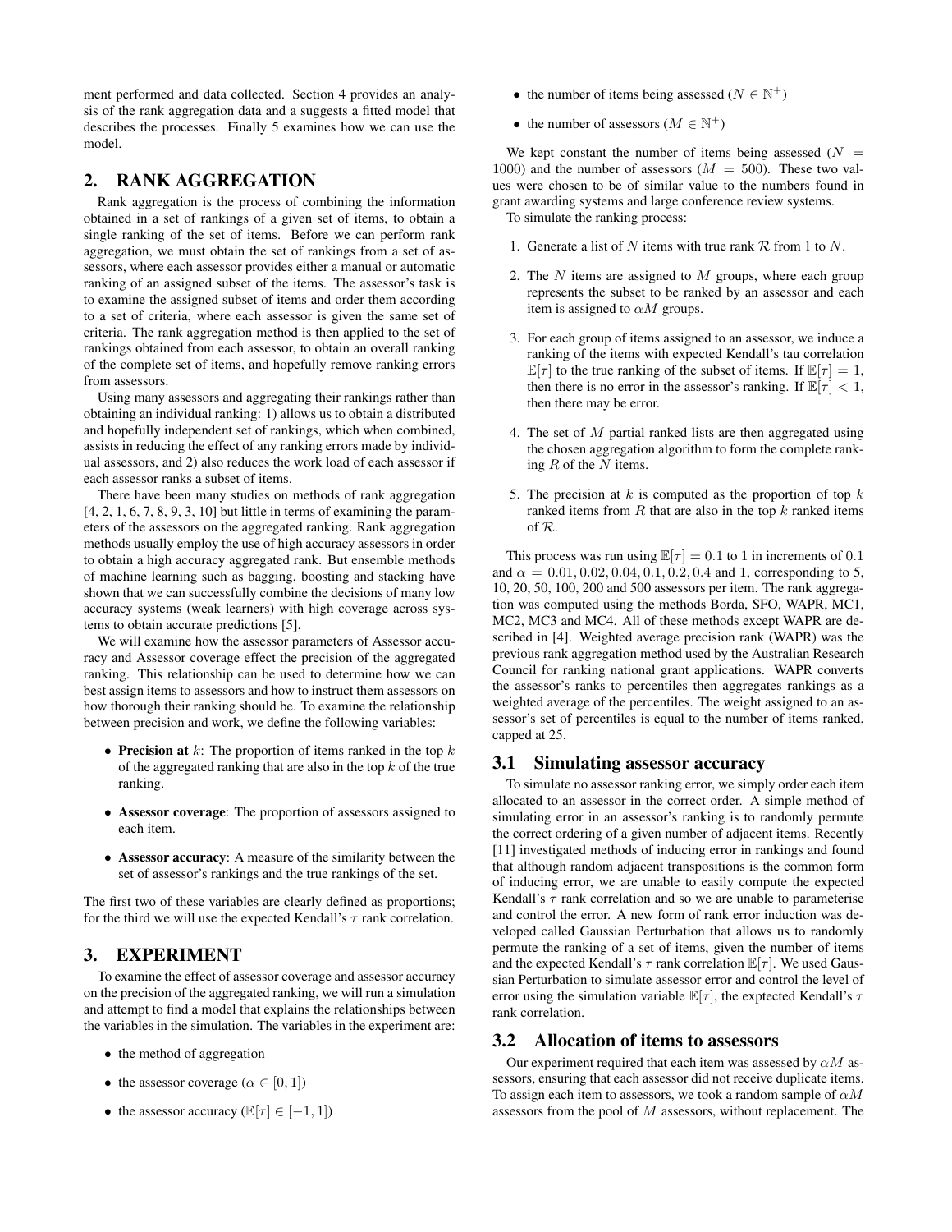ment performed and data collected. Section 4 provides an analysis of the rank aggregation data and a suggests a fitted model that describes the processes. Finally 5 examines how we can use the model.

## 2. RANK AGGREGATION

Rank aggregation is the process of combining the information obtained in a set of rankings of a given set of items, to obtain a single ranking of the set of items. Before we can perform rank aggregation, we must obtain the set of rankings from a set of assessors, where each assessor provides either a manual or automatic ranking of an assigned subset of the items. The assessor's task is to examine the assigned subset of items and order them according to a set of criteria, where each assessor is given the same set of criteria. The rank aggregation method is then applied to the set of rankings obtained from each assessor, to obtain an overall ranking of the complete set of items, and hopefully remove ranking errors from assessors.

Using many assessors and aggregating their rankings rather than obtaining an individual ranking: 1) allows us to obtain a distributed and hopefully independent set of rankings, which when combined, assists in reducing the effect of any ranking errors made by individual assessors, and 2) also reduces the work load of each assessor if each assessor ranks a subset of items.

There have been many studies on methods of rank aggregation [4, 2, 1, 6, 7, 8, 9, 3, 10] but little in terms of examining the parameters of the assessors on the aggregated ranking. Rank aggregation methods usually employ the use of high accuracy assessors in order to obtain a high accuracy aggregated rank. But ensemble methods of machine learning such as bagging, boosting and stacking have shown that we can successfully combine the decisions of many low accuracy systems (weak learners) with high coverage across systems to obtain accurate predictions [5].

We will examine how the assessor parameters of Assessor accuracy and Assessor coverage effect the precision of the aggregated ranking. This relationship can be used to determine how we can best assign items to assessors and how to instruct them assessors on how thorough their ranking should be. To examine the relationship between precision and work, we define the following variables:

- **Precision at** $k$: The proportion of items ranked in the top $k$ of the aggregated ranking that are also in the top $k$ of the true ranking.
- **Assessor coverage**: The proportion of assessors assigned to each item.
- **Assessor accuracy**: A measure of the similarity between the set of assessor's rankings and the true rankings of the set.

The first two of these variables are clearly defined as proportions; for the third we will use the expected Kendall's $\tau$ rank correlation.

## 3. EXPERIMENT

To examine the effect of assessor coverage and assessor accuracy on the precision of the aggregated ranking, we will run a simulation and attempt to find a model that explains the relationships between the variables in the simulation. The variables in the experiment are:

- the method of aggregation
- the assessor coverage ($\alpha \in [0, 1]$)
- the assessor accuracy ($\mathbb{E}[\tau] \in [-1, 1]$)
- the number of items being assessed ($N \in \mathbb{N}^+$)
- the number of assessors ($M \in \mathbb{N}^+$)

We kept constant the number of items being assessed ($N = 1000$) and the number of assessors ($M = 500$). These two values were chosen to be of similar value to the numbers found in grant awarding systems and large conference review systems.

To simulate the ranking process:

1. Generate a list of $N$ items with true rank $\mathcal{R}$ from 1 to $N$.
2. The $N$ items are assigned to $M$ groups, where each group represents the subset to be ranked by an assessor and each item is assigned to $\alpha M$ groups.
3. For each group of items assigned to an assessor, we induce a ranking of the items with expected Kendall's tau correlation $\mathbb{E}[\tau]$ to the true ranking of the subset of items. If $\mathbb{E}[\tau] = 1$, then there is no error in the assessor's ranking. If $\mathbb{E}[\tau] < 1$, then there may be error.
4. The set of $M$ partial ranked lists are then aggregated using the chosen aggregation algorithm to form the complete ranking $R$ of the $N$ items.
5. The precision at $k$ is computed as the proportion of top $k$ ranked items from $R$ that are also in the top $k$ ranked items of $\mathcal{R}$.

This process was run using $\mathbb{E}[\tau] = 0.1$ to 1 in increments of 0.1 and $\alpha = 0.01, 0.02, 0.04, 0.1, 0.2, 0.4$ and 1, corresponding to 5, 10, 20, 50, 100, 200 and 500 assessors per item. The rank aggregation was computed using the methods Borda, SFO, WAPR, MC1, MC2, MC3 and MC4. All of these methods except WAPR are described in [4]. Weighted average precision rank (WAPR) was the previous rank aggregation method used by the Australian Research Council for ranking national grant applications. WAPR converts the assessor's ranks to percentiles then aggregates rankings as a weighted average of the percentiles. The weight assigned to an assessor's set of percentiles is equal to the number of items ranked, capped at 25.

### 3.1 Simulating assessor accuracy

To simulate no assessor ranking error, we simply order each item allocated to an assessor in the correct order. A simple method of simulating error in an assessor's ranking is to randomly permute the correct ordering of a given number of adjacent items. Recently [11] investigated methods of inducing error in rankings and found that although random adjacent transpositions is the common form of inducing error, we are unable to easily compute the expected Kendall's $\tau$ rank correlation and so we are unable to parameterise and control the error. A new form of rank error induction was developed called Gaussian Perturbation that allows us to randomly permute the ranking of a set of items, given the number of items and the expected Kendall's $\tau$ rank correlation $\mathbb{E}[\tau]$. We used Gaussian Perturbation to simulate assessor error and control the level of error using the simulation variable $\mathbb{E}[\tau]$, the exptected Kendall's $\tau$ rank correlation.

### 3.2 Allocation of items to assessors

Our experiment required that each item was assessed by $\alpha M$ assessors, ensuring that each assessor did not receive duplicate items. To assign each item to assessors, we took a random sample of $\alpha M$ assessors from the pool of $M$ assessors, without replacement. The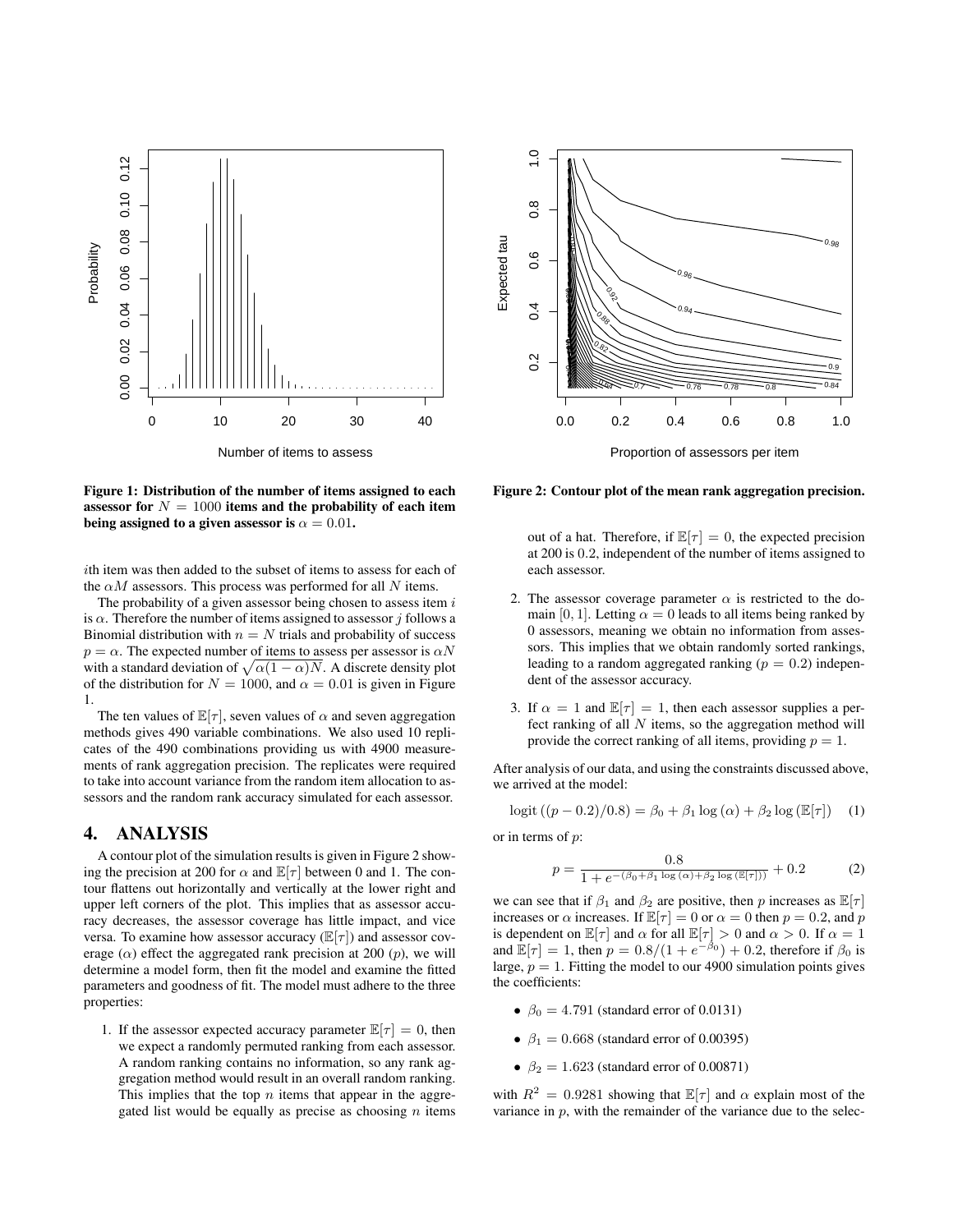**Figure 1: Distribution of the number of items assigned to each assessor for $N = 1000$ items and the probability of each item being assigned to a given assessor is $\alpha = 0.01$.**

$i$th item was then added to the subset of items to assess for each of the $\alpha M$ assessors. This process was performed for all $N$ items.

The probability of a given assessor being chosen to assess item $i$ is $\alpha$. Therefore the number of items assigned to assessor $j$ follows a Binomial distribution with $n = N$ trials and probability of success $p = \alpha$. The expected number of items to assess per assessor is $\alpha N$ with a standard deviation of $\sqrt{\alpha(1-\alpha)N}$. A discrete density plot of the distribution for $N = 1000$, and $\alpha = 0.01$ is given in Figure 1.

The ten values of $\mathbb{E}[\tau]$, seven values of $\alpha$ and seven aggregation methods gives 490 variable combinations. We also used 10 replicates of the 490 combinations providing us with 4900 measurements of rank aggregation precision. The replicates were required to take into account variance from the random item allocation to assessors and the random rank accuracy simulated for each assessor.

## 4. ANALYSIS

A contour plot of the simulation results is given in Figure 2 showing the precision at 200 for $\alpha$ and $\mathbb{E}[\tau]$ between 0 and 1. The contour flattens out horizontally and vertically at the lower right and upper left corners of the plot. This implies that as assessor accuracy decreases, the assessor coverage has little impact, and vice versa. To examine how assessor accuracy ($\mathbb{E}[\tau]$) and assessor coverage ($\alpha$) effect the aggregated rank precision at 200 ($p$), we will determine a model form, then fit the model and examine the fitted parameters and goodness of fit. The model must adhere to the three properties:

1. If the assessor expected accuracy parameter $\mathbb{E}[\tau] = 0$, then we expect a randomly permuted ranking from each assessor. A random ranking contains no information, so any rank aggregation method would result in an overall random ranking. This implies that the top $n$ items that appear in the aggregated list would be equally as precise as choosing $n$ items out of a hat. Therefore, if $\mathbb{E}[\tau] = 0$, the expected precision at 200 is $0.2$, independent of the number of items assigned to each assessor.

**Figure 2: Contour plot of the mean rank aggregation precision.**

2. The assessor coverage parameter $\alpha$ is restricted to the domain $[0, 1]$. Letting $\alpha = 0$ leads to all items being ranked by 0 assessors, meaning we obtain no information from assessors. This implies that we obtain randomly sorted rankings, leading to a random aggregated ranking ($p = 0.2$) independent of the assessor accuracy.

3. If $\alpha = 1$ and $\mathbb{E}[\tau] = 1$, then each assessor supplies a perfect ranking of all $N$ items, so the aggregation method will provide the correct ranking of all items, providing $p = 1$.

After analysis of our data, and using the constraints discussed above, we arrived at the model:

$$\text{logit}\left((p - 0.2)/0.8\right) = \beta_0 + \beta_1 \log(\alpha) + \beta_2 \log(\mathbb{E}[\tau]) \quad (1)$$

or in terms of $p$:

$$p = \frac{0.8}{1 + e^{-(\beta_0 + \beta_1 \log(\alpha) + \beta_2 \log(\mathbb{E}[\tau]))}} + 0.2 \quad (2)$$

we can see that if $\beta_1$ and $\beta_2$ are positive, then $p$ increases as $\mathbb{E}[\tau]$ increases or $\alpha$ increases. If $\mathbb{E}[\tau] = 0$ or $\alpha = 0$ then $p = 0.2$, and $p$ is dependent on $\mathbb{E}[\tau]$ and $\alpha$ for all $\mathbb{E}[\tau] > 0$ and $\alpha > 0$. If $\alpha = 1$ and $\mathbb{E}[\tau] = 1$, then $p = 0.8/(1 + e^{-\beta_0}) + 0.2$, therefore if $\beta_0$ is large, $p = 1$. Fitting the model to our 4900 simulation points gives the coefficients:

- $\beta_0 = 4.791$ (standard error of 0.0131)
- $\beta_1 = 0.668$ (standard error of 0.00395)
- $\beta_2 = 1.623$ (standard error of 0.00871)

with $R^2 = 0.9281$ showing that $\mathbb{E}[\tau]$ and $\alpha$ explain most of the variance in $p$, with the remainder of the variance due to the selec-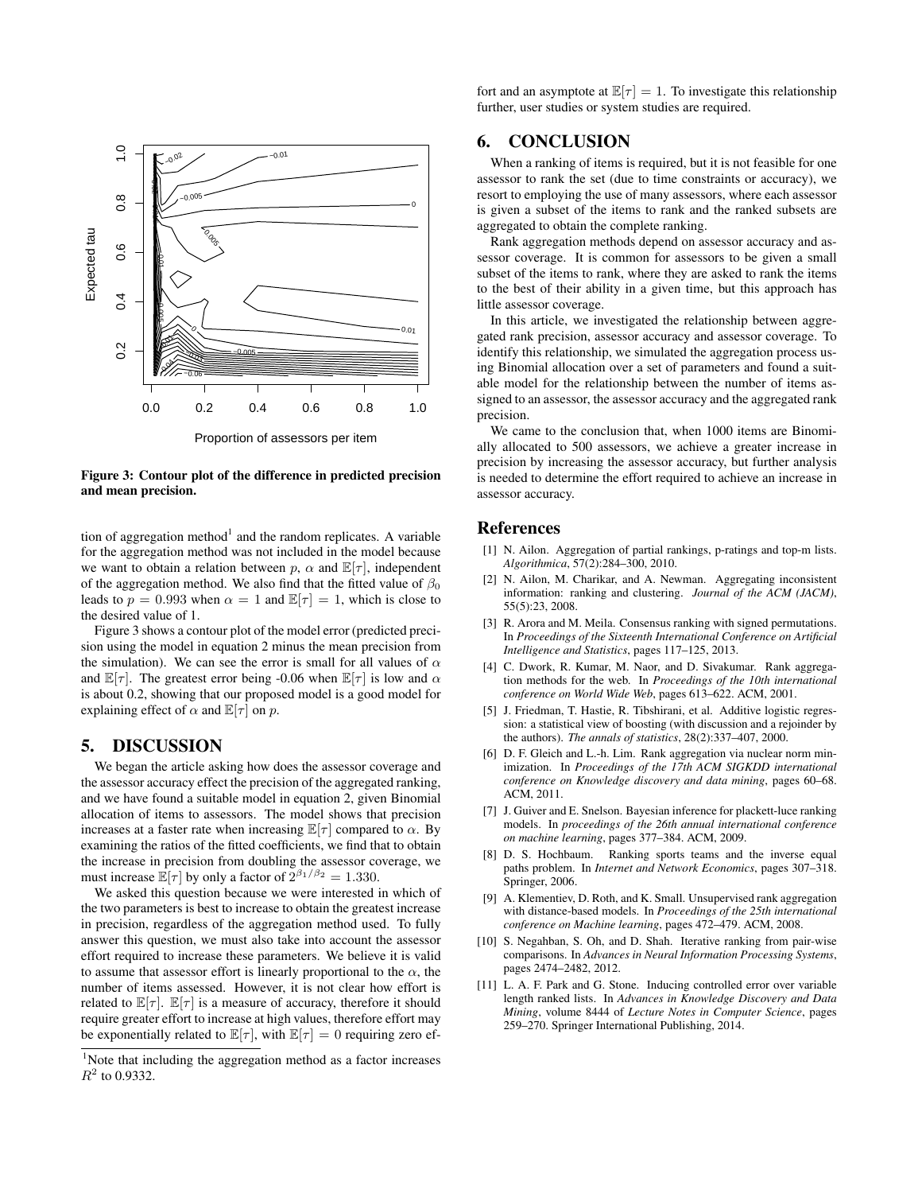Expected tau

1.0
0.8
0.6
0.4
0.2

0.0 0.2 0.4 0.6 0.8 1.0

Proportion of assessors per item

−0.02
−0.01
−0.005
0
−0.005
0
−0.01
0
−0.005
−0.06

**Figure 3: Contour plot of the difference in predicted precision and mean precision.**

tion of aggregation method[1] and the random replicates. A variable for the aggregation method was not included in the model because we want to obtain a relation between $p$, $\alpha$ and $\mathbb{E}[\tau]$, independent of the aggregation method. We also find that the fitted value of $\beta_0$ leads to $p = 0.993$ when $\alpha = 1$ and $\mathbb{E}[\tau] = 1$, which is close to the desired value of 1.

Figure 3 shows a contour plot of the model error (predicted precision using the model in equation 2 minus the mean precision from the simulation). We can see the error is small for all values of $\alpha$ and $\mathbb{E}[\tau]$. The greatest error being -0.06 when $\mathbb{E}[\tau]$ is low and $\alpha$ is about 0.2, showing that our proposed model is a good model for explaining effect of $\alpha$ and $\mathbb{E}[\tau]$ on $p$.

## 5. DISCUSSION

We began the article asking how does the assessor coverage and the assessor accuracy effect the precision of the aggregated ranking, and we have found a suitable model in equation 2, given Binomial allocation of items to assessors. The model shows that precision increases at a faster rate when increasing $\mathbb{E}[\tau]$ compared to $\alpha$. By examining the ratios of the fitted coefficients, we find that to obtain the increase in precision from doubling the assessor coverage, we must increase $\mathbb{E}[\tau]$ by only a factor of $2^{\beta_1/\beta_2} = 1.330$.

We asked this question because we were interested in which of the two parameters is best to increase to obtain the greatest increase in precision, regardless of the aggregation method used. To fully answer this question, we must also take into account the assessor effort required to increase these parameters. We believe it is valid to assume that assessor effort is linearly proportional to the $\alpha$, the number of items assessed. However, it is not clear how effort is related to $\mathbb{E}[\tau]$. $\mathbb{E}[\tau]$ is a measure of accuracy, therefore it should require greater effort to increase at high values, therefore effort may be exponentially related to $\mathbb{E}[\tau]$, with $\mathbb{E}[\tau] = 0$ requiring zero effort and an asymptote at $\mathbb{E}[\tau] = 1$. To investigate this relationship further, user studies or system studies are required.

[1] Note that including the aggregation method as a factor increases $R^2$ to 0.9332.

## 6. CONCLUSION

When a ranking of items is required, but it is not feasible for one assessor to rank the set (due to time constraints or accuracy), we resort to employing the use of many assessors, where each assessor is given a subset of the items to rank and the ranked subsets are aggregated to obtain the complete ranking.

Rank aggregation methods depend on assessor accuracy and assessor coverage. It is common for assessors to be given a small subset of the items to rank, where they are asked to rank the items to the best of their ability in a given time, but this approach has little assessor coverage.

In this article, we investigated the relationship between aggregated rank precision, assessor accuracy and assessor coverage. To identify this relationship, we simulated the aggregation process using Binomial allocation over a set of parameters and found a suitable model for the relationship between the number of items assigned to an assessor, the assessor accuracy and the aggregated rank precision.

We came to the conclusion that, when 1000 items are Binomially allocated to 500 assessors, we achieve a greater increase in precision by increasing the assessor accuracy, but further analysis is needed to determine the effort required to achieve an increase in assessor accuracy.

## References

[1] N. Ailon. Aggregation of partial rankings, p-ratings and top-m lists. *Algorithmica*, 57(2):284–300, 2010.

[2] N. Ailon, M. Charikar, and A. Newman. Aggregating inconsistent information: ranking and clustering. *Journal of the ACM (JACM)*, 55(5):23, 2008.

[3] R. Arora and M. Meila. Consensus ranking with signed permutations. In *Proceedings of the Sixteenth International Conference on Artificial Intelligence and Statistics*, pages 117–125, 2013.

[4] C. Dwork, R. Kumar, M. Naor, and D. Sivakumar. Rank aggregation methods for the web. In *Proceedings of the 10th international conference on World Wide Web*, pages 613–622. ACM, 2001.

[5] J. Friedman, T. Hastie, R. Tibshirani, et al. Additive logistic regression: a statistical view of boosting (with discussion and a rejoinder by the authors). *The annals of statistics*, 28(2):337–407, 2000.

[6] D. F. Gleich and L.-h. Lim. Rank aggregation via nuclear norm minimization. In *Proceedings of the 17th ACM SIGKDD international conference on Knowledge discovery and data mining*, pages 60–68. ACM, 2011.

[7] J. Guiver and E. Snelson. Bayesian inference for plackett-luce ranking models. In *proceedings of the 26th annual international conference on machine learning*, pages 377–384. ACM, 2009.

[8] D. S. Hochbaum. Ranking sports teams and the inverse equal paths problem. In *Internet and Network Economics*, pages 307–318. Springer, 2006.

[9] A. Klementiev, D. Roth, and K. Small. Unsupervised rank aggregation with distance-based models. In *Proceedings of the 25th international conference on Machine learning*, pages 472–479. ACM, 2008.

[10] S. Negahban, S. Oh, and D. Shah. Iterative ranking from pair-wise comparisons. In *Advances in Neural Information Processing Systems*, pages 2474–2482, 2012.

[11] L. A. F. Park and G. Stone. Inducing controlled error over variable length ranked lists. In *Advances in Knowledge Discovery and Data Mining*, volume 8444 of *Lecture Notes in Computer Science*, pages 259–270. Springer International Publishing, 2014.